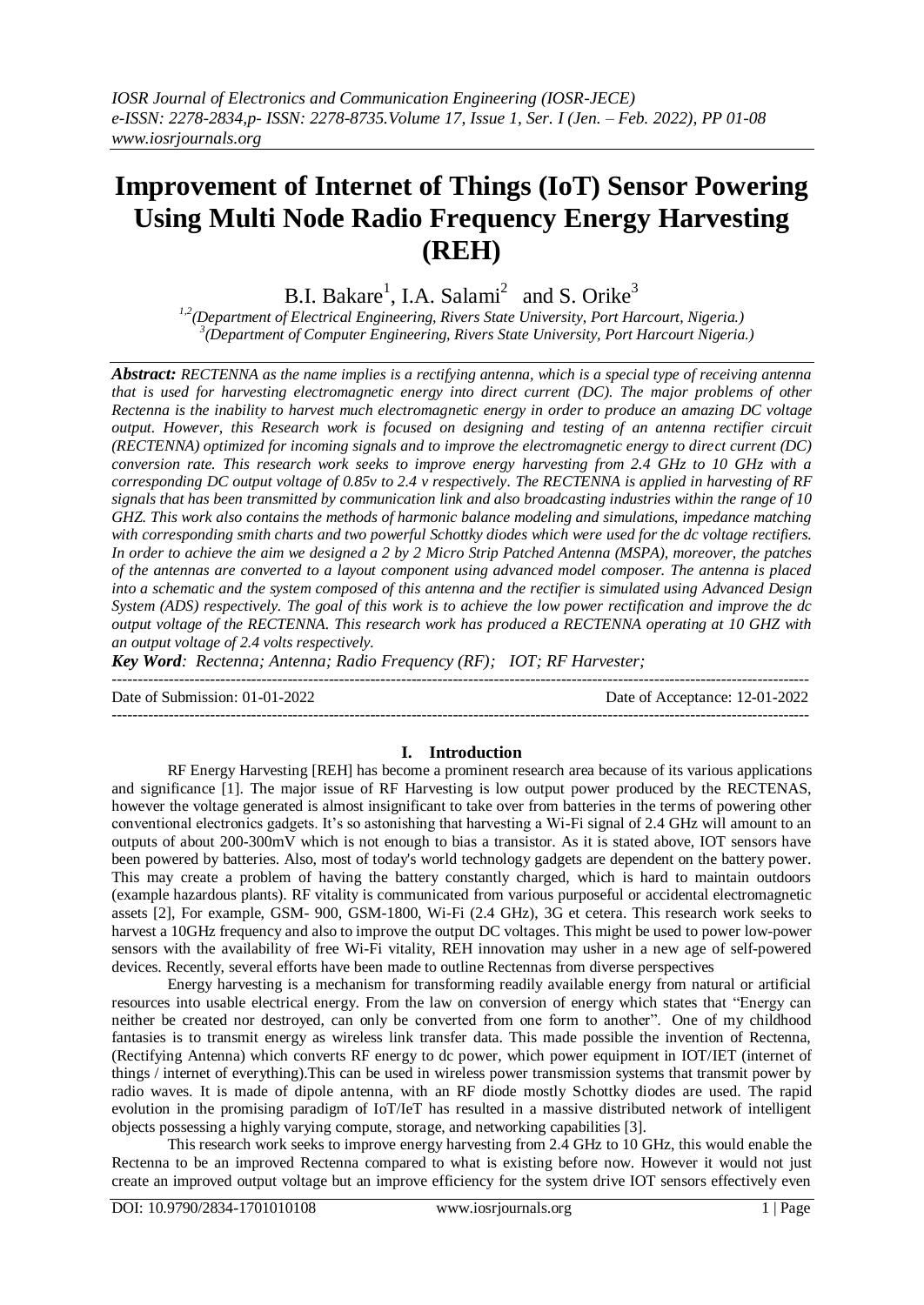# Improvement of Internet of Things (IoT) Sensor Powering Using Multi Node Radio Frequency Energy Harvesting (REH)

B.I. Bakare[1], I.A. Salami[2] and S. Orike[3]

[1,2](Department of Electrical Engineering, Rivers State University, Port Harcourt, Nigeria.)
[3](Department of Computer Engineering, Rivers State University, Port Harcourt Nigeria.)

***Abstract:*** *RECTENNA as the name implies is a rectifying antenna, which is a special type of receiving antenna that is used for harvesting electromagnetic energy into direct current (DC). The major problems of other Rectenna is the inability to harvest much electromagnetic energy in order to produce an amazing DC voltage output. However, this Research work is focused on designing and testing of an antenna rectifier circuit (RECTENNA) optimized for incoming signals and to improve the electromagnetic energy to direct current (DC) conversion rate. This research work seeks to improve energy harvesting from 2.4 GHz to 10 GHz with a corresponding DC output voltage of 0.85v to 2.4 v respectively. The RECTENNA is applied in harvesting of RF signals that has been transmitted by communication link and also broadcasting industries within the range of 10 GHZ. This work also contains the methods of harmonic balance modeling and simulations, impedance matching with corresponding smith charts and two powerful Schottky diodes which were used for the dc voltage rectifiers. In order to achieve the aim we designed a 2 by 2 Micro Strip Patched Antenna (MSPA), moreover, the patches of the antennas are converted to a layout component using advanced model composer. The antenna is placed into a schematic and the system composed of this antenna and the rectifier is simulated using Advanced Design System (ADS) respectively. The goal of this work is to achieve the low power rectification and improve the dc output voltage of the RECTENNA. This research work has produced a RECTENNA operating at 10 GHZ with an output voltage of 2.4 volts respectively.*

***Key Word****: Rectenna; Antenna; Radio Frequency (RF); IOT; RF Harvester;*

---

Date of Submission: 01-01-2022 Date of Acceptance: 12-01-2022

---

## I. Introduction

RF Energy Harvesting [REH] has become a prominent research area because of its various applications and significance [1]. The major issue of RF Harvesting is low output power produced by the RECTENAS, however the voltage generated is almost insignificant to take over from batteries in the terms of powering other conventional electronics gadgets. It's so astonishing that harvesting a Wi-Fi signal of 2.4 GHz will amount to an outputs of about 200-300mV which is not enough to bias a transistor. As it is stated above, IOT sensors have been powered by batteries. Also, most of today's world technology gadgets are dependent on the battery power. This may create a problem of having the battery constantly charged, which is hard to maintain outdoors (example hazardous plants). RF vitality is communicated from various purposeful or accidental electromagnetic assets [2], For example, GSM- 900, GSM-1800, Wi-Fi (2.4 GHz), 3G et cetera. This research work seeks to harvest a 10GHz frequency and also to improve the output DC voltages. This might be used to power low-power sensors with the availability of free Wi-Fi vitality, REH innovation may usher in a new age of self-powered devices. Recently, several efforts have been made to outline Rectennas from diverse perspectives

Energy harvesting is a mechanism for transforming readily available energy from natural or artificial resources into usable electrical energy. From the law on conversion of energy which states that "Energy can neither be created nor destroyed, can only be converted from one form to another". One of my childhood fantasies is to transmit energy as wireless link transfer data. This made possible the invention of Rectenna, (Rectifying Antenna) which converts RF energy to dc power, which power equipment in IOT/IET (internet of things / internet of everything).This can be used in wireless power transmission systems that transmit power by radio waves. It is made of dipole antenna, with an RF diode mostly Schottky diodes are used. The rapid evolution in the promising paradigm of IoT/IeT has resulted in a massive distributed network of intelligent objects possessing a highly varying compute, storage, and networking capabilities [3].

This research work seeks to improve energy harvesting from 2.4 GHz to 10 GHz, this would enable the Rectenna to be an improved Rectenna compared to what is existing before now. However it would not just create an improved output voltage but an improve efficiency for the system drive IOT sensors effectively even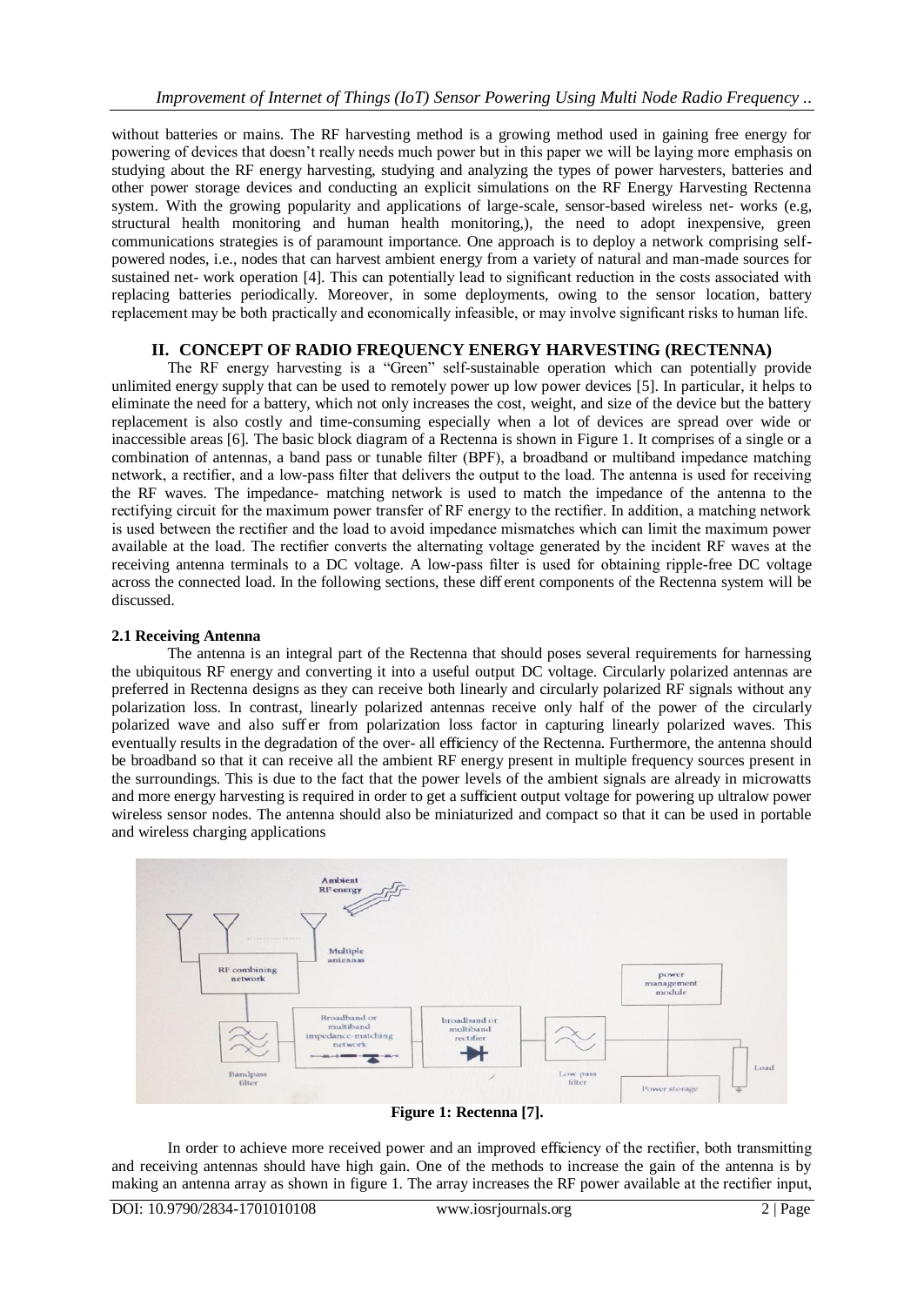without batteries or mains. The RF harvesting method is a growing method used in gaining free energy for powering of devices that doesn't really needs much power but in this paper we will be laying more emphasis on studying about the RF energy harvesting, studying and analyzing the types of power harvesters, batteries and other power storage devices and conducting an explicit simulations on the RF Energy Harvesting Rectenna system. With the growing popularity and applications of large-scale, sensor-based wireless net- works (e.g, structural health monitoring and human health monitoring,), the need to adopt inexpensive, green communications strategies is of paramount importance. One approach is to deploy a network comprising self-powered nodes, i.e., nodes that can harvest ambient energy from a variety of natural and man-made sources for sustained net- work operation [4]. This can potentially lead to significant reduction in the costs associated with replacing batteries periodically. Moreover, in some deployments, owing to the sensor location, battery replacement may be both practically and economically infeasible, or may involve significant risks to human life.

## II. CONCEPT OF RADIO FREQUENCY ENERGY HARVESTING (RECTENNA)

The RF energy harvesting is a "Green" self-sustainable operation which can potentially provide unlimited energy supply that can be used to remotely power up low power devices [5]. In particular, it helps to eliminate the need for a battery, which not only increases the cost, weight, and size of the device but the battery replacement is also costly and time-consuming especially when a lot of devices are spread over wide or inaccessible areas [6]. The basic block diagram of a Rectenna is shown in Figure 1. It comprises of a single or a combination of antennas, a band pass or tunable filter (BPF), a broadband or multiband impedance matching network, a rectifier, and a low-pass filter that delivers the output to the load. The antenna is used for receiving the RF waves. The impedance- matching network is used to match the impedance of the antenna to the rectifying circuit for the maximum power transfer of RF energy to the rectifier. In addition, a matching network is used between the rectifier and the load to avoid impedance mismatches which can limit the maximum power available at the load. The rectifier converts the alternating voltage generated by the incident RF waves at the receiving antenna terminals to a DC voltage. A low-pass filter is used for obtaining ripple-free DC voltage across the connected load. In the following sections, these diff erent components of the Rectenna system will be discussed.

### 2.1 Receiving Antenna

The antenna is an integral part of the Rectenna that should poses several requirements for harnessing the ubiquitous RF energy and converting it into a useful output DC voltage. Circularly polarized antennas are preferred in Rectenna designs as they can receive both linearly and circularly polarized RF signals without any polarization loss. In contrast, linearly polarized antennas receive only half of the power of the circularly polarized wave and also suff er from polarization loss factor in capturing linearly polarized waves. This eventually results in the degradation of the over- all efficiency of the Rectenna. Furthermore, the antenna should be broadband so that it can receive all the ambient RF energy present in multiple frequency sources present in the surroundings. This is due to the fact that the power levels of the ambient signals are already in microwatts and more energy harvesting is required in order to get a sufficient output voltage for powering up ultralow power wireless sensor nodes. The antenna should also be miniaturized and compact so that it can be used in portable and wireless charging applications

**Figure 1: Rectenna [7].**

In order to achieve more received power and an improved efficiency of the rectifier, both transmitting and receiving antennas should have high gain. One of the methods to increase the gain of the antenna is by making an antenna array as shown in figure 1. The array increases the RF power available at the rectifier input,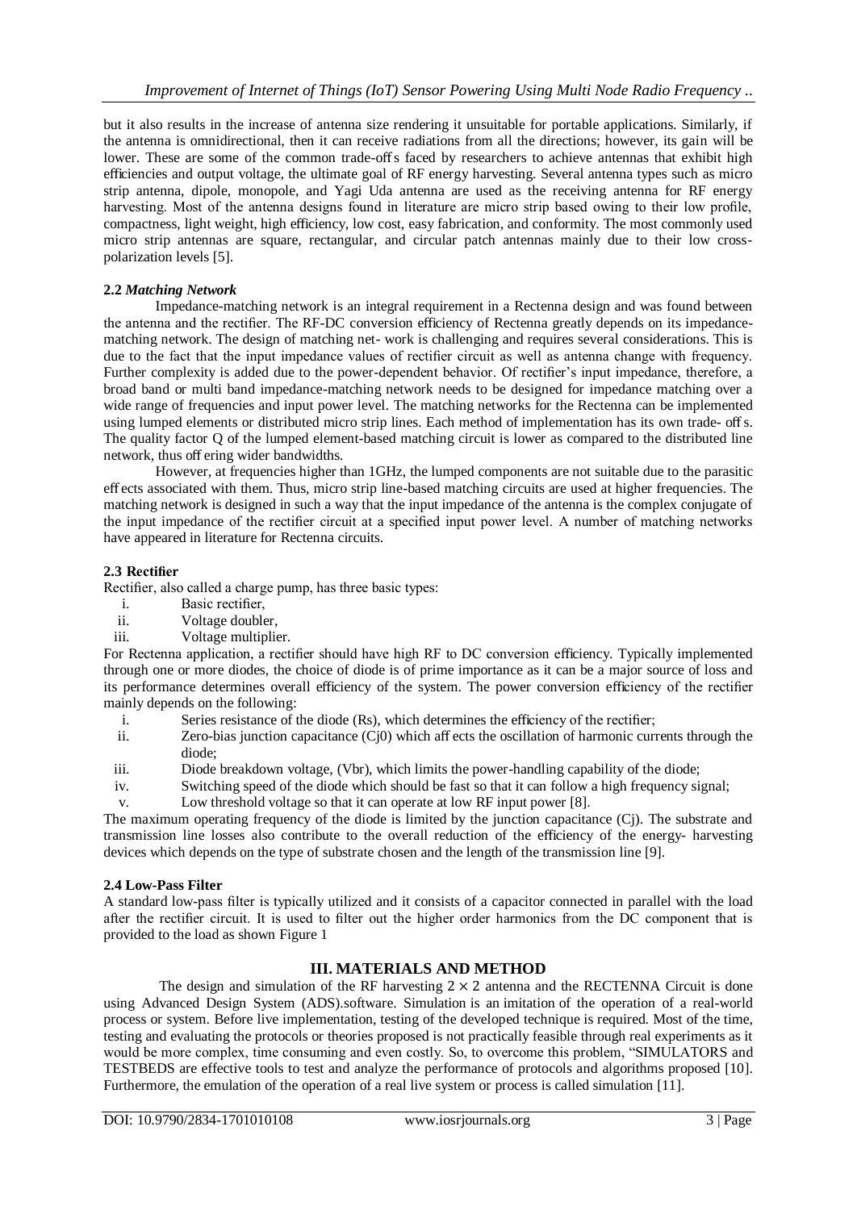but it also results in the increase of antenna size rendering it unsuitable for portable applications. Similarly, if the antenna is omnidirectional, then it can receive radiations from all the directions; however, its gain will be lower. These are some of the common trade-off s faced by researchers to achieve antennas that exhibit high efficiencies and output voltage, the ultimate goal of RF energy harvesting. Several antenna types such as micro strip antenna, dipole, monopole, and Yagi Uda antenna are used as the receiving antenna for RF energy harvesting. Most of the antenna designs found in literature are micro strip based owing to their low profile, compactness, light weight, high efficiency, low cost, easy fabrication, and conformity. The most commonly used micro strip antennas are square, rectangular, and circular patch antennas mainly due to their low cross-polarization levels [5].

### 2.2 *Matching Network*

Impedance-matching network is an integral requirement in a Rectenna design and was found between the antenna and the rectifier. The RF-DC conversion efficiency of Rectenna greatly depends on its impedance-matching network. The design of matching net- work is challenging and requires several considerations. This is due to the fact that the input impedance values of rectifier circuit as well as antenna change with frequency. Further complexity is added due to the power-dependent behavior. Of rectifier's input impedance, therefore, a broad band or multi band impedance-matching network needs to be designed for impedance matching over a wide range of frequencies and input power level. The matching networks for the Rectenna can be implemented using lumped elements or distributed micro strip lines. Each method of implementation has its own trade- off s. The quality factor Q of the lumped element-based matching circuit is lower as compared to the distributed line network, thus off ering wider bandwidths.

However, at frequencies higher than 1GHz, the lumped components are not suitable due to the parasitic eff ects associated with them. Thus, micro strip line-based matching circuits are used at higher frequencies. The matching network is designed in such a way that the input impedance of the antenna is the complex conjugate of the input impedance of the rectifier circuit at a specified input power level. A number of matching networks have appeared in literature for Rectenna circuits.

### 2.3 Rectifier

Rectifier, also called a charge pump, has three basic types:

i. Basic rectifier,
ii. Voltage doubler,
iii. Voltage multiplier.

For Rectenna application, a rectifier should have high RF to DC conversion efficiency. Typically implemented through one or more diodes, the choice of diode is of prime importance as it can be a major source of loss and its performance determines overall efficiency of the system. The power conversion efficiency of the rectifier mainly depends on the following:

i. Series resistance of the diode (Rs), which determines the efficiency of the rectifier;
ii. Zero-bias junction capacitance (Cj0) which aff ects the oscillation of harmonic currents through the diode;
iii. Diode breakdown voltage, (Vbr), which limits the power-handling capability of the diode;
iv. Switching speed of the diode which should be fast so that it can follow a high frequency signal;
v. Low threshold voltage so that it can operate at low RF input power [8].

The maximum operating frequency of the diode is limited by the junction capacitance (Cj). The substrate and transmission line losses also contribute to the overall reduction of the efficiency of the energy- harvesting devices which depends on the type of substrate chosen and the length of the transmission line [9].

### 2.4 Low-Pass Filter

A standard low-pass filter is typically utilized and it consists of a capacitor connected in parallel with the load after the rectifier circuit. It is used to filter out the higher order harmonics from the DC component that is provided to the load as shown Figure 1

## III. MATERIALS AND METHOD

The design and simulation of the RF harvesting $2 \times 2$ antenna and the RECTENNA Circuit is done using Advanced Design System (ADS).software. Simulation is an imitation of the operation of a real-world process or system. Before live implementation, testing of the developed technique is required. Most of the time, testing and evaluating the protocols or theories proposed is not practically feasible through real experiments as it would be more complex, time consuming and even costly. So, to overcome this problem, "SIMULATORS and TESTBEDS are effective tools to test and analyze the performance of protocols and algorithms proposed [10]. Furthermore, the emulation of the operation of a real live system or process is called simulation [11].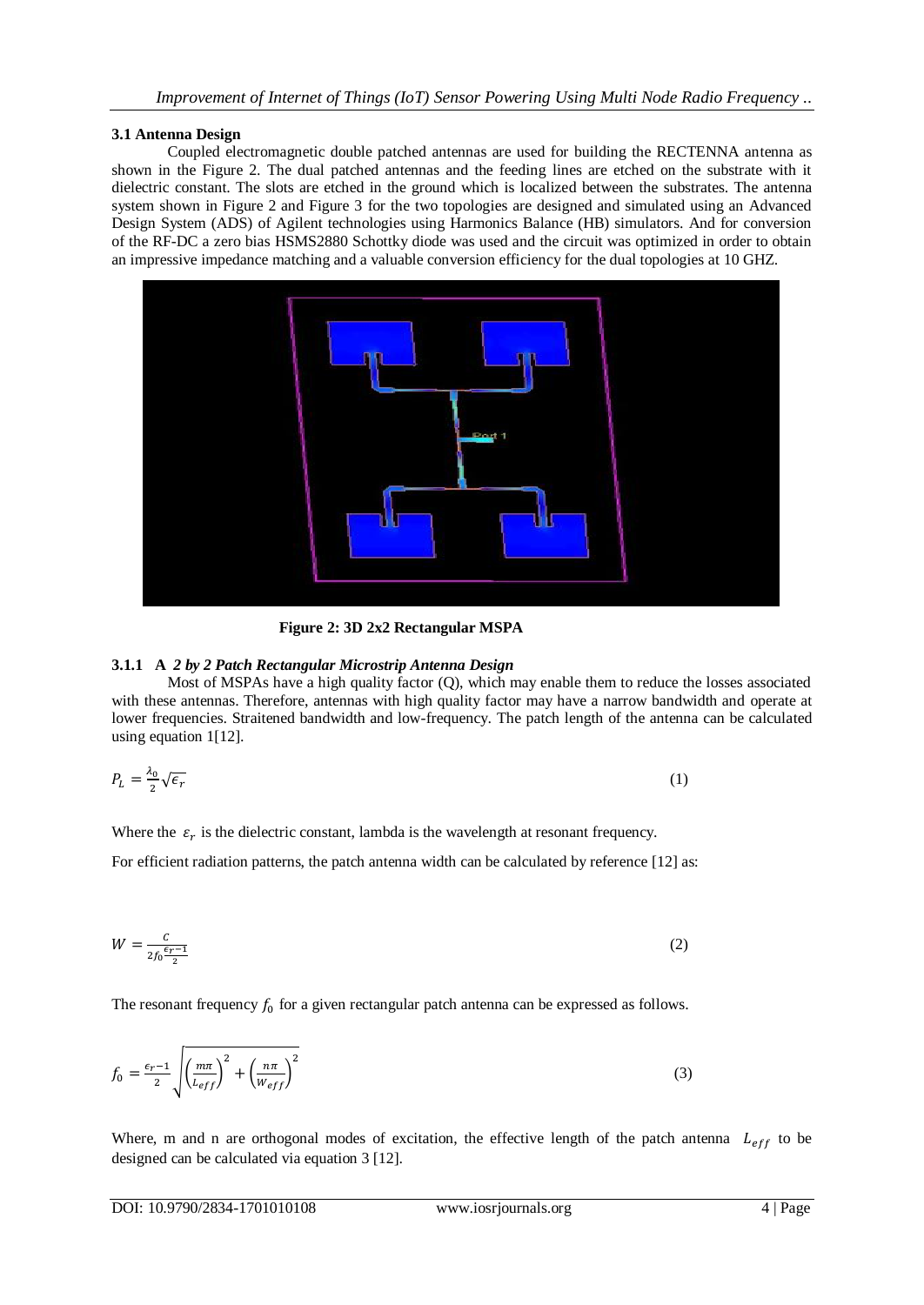### 3.1 Antenna Design

Coupled electromagnetic double patched antennas are used for building the RECTENNA antenna as shown in the Figure 2. The dual patched antennas and the feeding lines are etched on the substrate with it dielectric constant. The slots are etched in the ground which is localized between the substrates. The antenna system shown in Figure 2 and Figure 3 for the two topologies are designed and simulated using an Advanced Design System (ADS) of Agilent technologies using Harmonics Balance (HB) simulators. And for conversion of the RF-DC a zero bias HSMS2880 Schottky diode was used and the circuit was optimized in order to obtain an impressive impedance matching and a valuable conversion efficiency for the dual topologies at 10 GHZ.

**Figure 2: 3D 2x2 Rectangular MSPA**

#### 3.1.1 A *2 by 2 Patch Rectangular Microstrip Antenna Design*

Most of MSPAs have a high quality factor (Q), which may enable them to reduce the losses associated with these antennas. Therefore, antennas with high quality factor may have a narrow bandwidth and operate at lower frequencies. Straitened bandwidth and low-frequency. The patch length of the antenna can be calculated using equation 1[12].

$$P_L = \frac{\lambda_0}{2}\sqrt{\epsilon_r} \tag{1}$$

Where the $\varepsilon_r$ is the dielectric constant, lambda is the wavelength at resonant frequency.

For efficient radiation patterns, the patch antenna width can be calculated by reference [12] as:

$$W = \frac{c}{2f_0\frac{\epsilon_r - 1}{2}} \tag{2}$$

The resonant frequency $f_0$ for a given rectangular patch antenna can be expressed as follows.

$$f_0 = \frac{\epsilon_r - 1}{2}\sqrt{\left(\frac{m\pi}{L_{eff}}\right)^2 + \left(\frac{n\pi}{W_{eff}}\right)^2} \tag{3}$$

Where, m and n are orthogonal modes of excitation, the effective length of the patch antenna $L_{eff}$ to be designed can be calculated via equation 3 [12].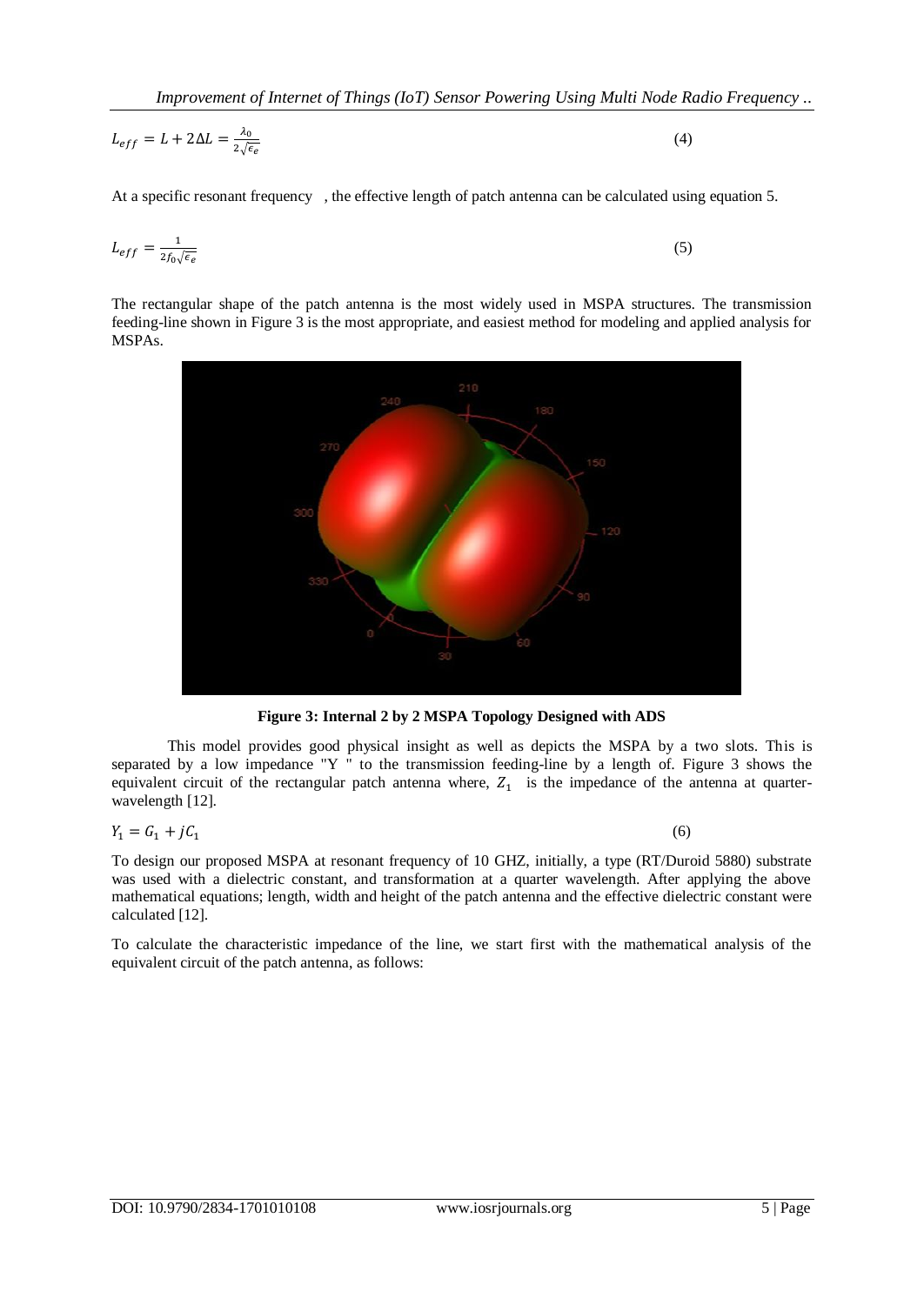$$L_{eff} = L + 2\Delta L = \frac{\lambda_0}{2\sqrt{\epsilon_e}} \tag{4}$$

At a specific resonant frequency , the effective length of patch antenna can be calculated using equation 5.

$$L_{eff} = \frac{1}{2f_0\sqrt{\epsilon_e}} \tag{5}$$

The rectangular shape of the patch antenna is the most widely used in MSPA structures. The transmission feeding-line shown in Figure 3 is the most appropriate, and easiest method for modeling and applied analysis for MSPAs.

**Figure 3: Internal 2 by 2 MSPA Topology Designed with ADS**

This model provides good physical insight as well as depicts the MSPA by a two slots. This is separated by a low impedance "Y " to the transmission feeding-line by a length of. Figure 3 shows the equivalent circuit of the rectangular patch antenna where, $Z_1$ is the impedance of the antenna at quarter-wavelength [12].

$$Y_1 = G_1 + jC_1 \tag{6}$$

To design our proposed MSPA at resonant frequency of 10 GHZ, initially, a type (RT/Duroid 5880) substrate was used with a dielectric constant, and transformation at a quarter wavelength. After applying the above mathematical equations; length, width and height of the patch antenna and the effective dielectric constant were calculated [12].

To calculate the characteristic impedance of the line, we start first with the mathematical analysis of the equivalent circuit of the patch antenna, as follows: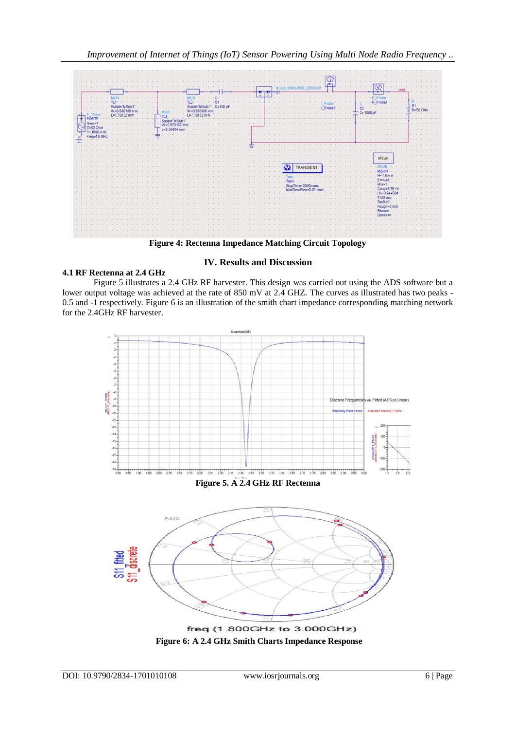Figure 4: Rectenna Impedance Matching Circuit Topology

## IV. Results and Discussion

### 4.1 RF Rectenna at 2.4 GHz

Figure 5 illustrates a 2.4 GHz RF harvester. This design was carried out using the ADS software but a lower output voltage was achieved at the rate of 850 mV at 2.4 GHZ. The curves as illustrated has two peaks -0.5 and -1 respectively. Figure 6 is an illustration of the smith chart impedance corresponding matching network for the 2.4GHz RF harvester.

Figure 5. A 2.4 GHz RF Rectenna

Figure 6: A 2.4 GHz Smith Charts Impedance Response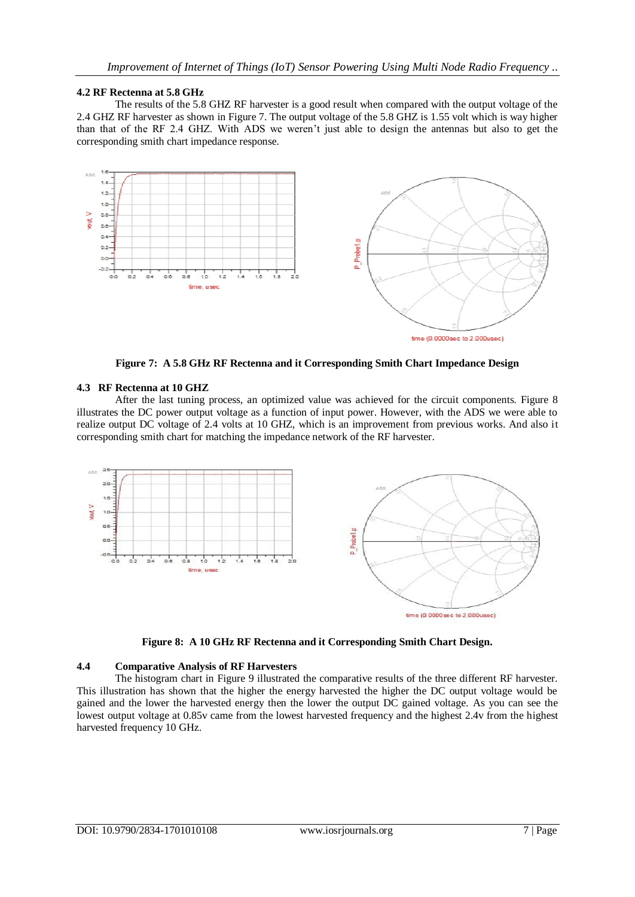### 4.2 RF Rectenna at 5.8 GHz

The results of the 5.8 GHZ RF harvester is a good result when compared with the output voltage of the 2.4 GHZ RF harvester as shown in Figure 7. The output voltage of the 5.8 GHZ is 1.55 volt which is way higher than that of the RF 2.4 GHZ. With ADS we weren't just able to design the antennas but also to get the corresponding smith chart impedance response.

**Figure 7: A 5.8 GHz RF Rectenna and it Corresponding Smith Chart Impedance Design**

### 4.3 RF Rectenna at 10 GHZ

After the last tuning process, an optimized value was achieved for the circuit components. Figure 8 illustrates the DC power output voltage as a function of input power. However, with the ADS we were able to realize output DC voltage of 2.4 volts at 10 GHZ, which is an improvement from previous works. And also it corresponding smith chart for matching the impedance network of the RF harvester.

**Figure 8: A 10 GHz RF Rectenna and it Corresponding Smith Chart Design.**

### 4.4 Comparative Analysis of RF Harvesters

The histogram chart in Figure 9 illustrated the comparative results of the three different RF harvester. This illustration has shown that the higher the energy harvested the higher the DC output voltage would be gained and the lower the harvested energy then the lower the output DC gained voltage. As you can see the lowest output voltage at 0.85v came from the lowest harvested frequency and the highest 2.4v from the highest harvested frequency 10 GHz.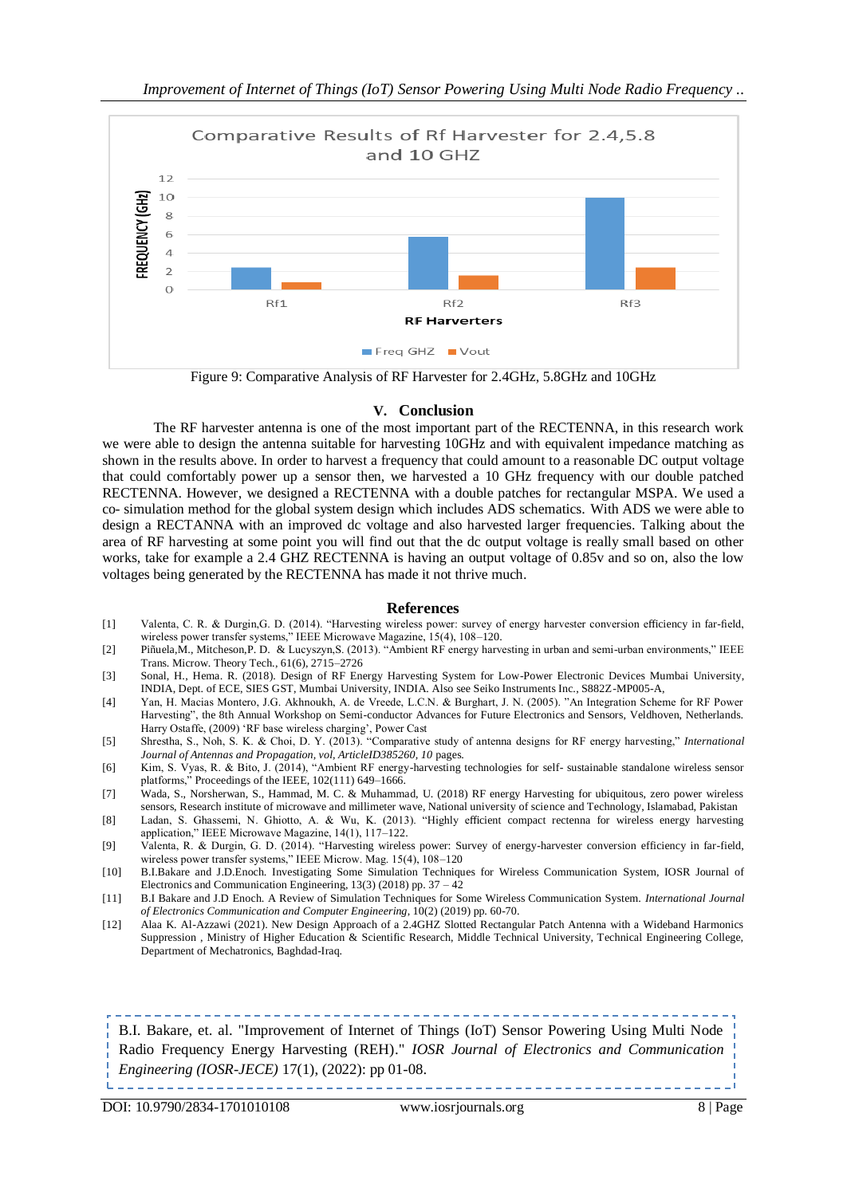Comparative Results of Rf Harvester for 2.4,5.8 and 10 GHZ

FREQUENCY (GHz)

12
10
8
6
4
2
0

Rf1
Rf2
Rf3

RF Harverters

Freq GHZ
Vout

Figure 9: Comparative Analysis of RF Harvester for 2.4GHz, 5.8GHz and 10GHz

## V. Conclusion

The RF harvester antenna is one of the most important part of the RECTENNA, in this research work we were able to design the antenna suitable for harvesting 10GHz and with equivalent impedance matching as shown in the results above. In order to harvest a frequency that could amount to a reasonable DC output voltage that could comfortably power up a sensor then, we harvested a 10 GHz frequency with our double patched RECTENNA. However, we designed a RECTENNA with a double patches for rectangular MSPA. We used a co- simulation method for the global system design which includes ADS schematics. With ADS we were able to design a RECTANNA with an improved dc voltage and also harvested larger frequencies. Talking about the area of RF harvesting at some point you will find out that the dc output voltage is really small based on other works, take for example a 2.4 GHZ RECTENNA is having an output voltage of 0.85v and so on, also the low voltages being generated by the RECTENNA has made it not thrive much.

## References

[1] Valenta, C. R. & Durgin,G. D. (2014). "Harvesting wireless power: survey of energy harvester conversion efficiency in far-field, wireless power transfer systems," IEEE Microwave Magazine, 15(4), 108–120.

[2] Piñuela,M., Mitcheson,P. D. & Lucyszyn,S. (2013). "Ambient RF energy harvesting in urban and semi-urban environments," IEEE Trans. Microw. Theory Tech., 61(6), 2715–2726

[3] Sonal, H., Hema. R. (2018). Design of RF Energy Harvesting System for Low-Power Electronic Devices Mumbai University, INDIA, Dept. of ECE, SIES GST, Mumbai University, INDIA. Also see Seiko Instruments Inc., S882Z-MP005-A,

[4] Yan, H. Macias Montero, J.G. Akhnoukh, A. de Vreede, L.C.N. & Burghart, J. N. (2005). "An Integration Scheme for RF Power Harvesting", the 8th Annual Workshop on Semi-conductor Advances for Future Electronics and Sensors, Veldhoven, Netherlands. Harry Ostaffe, (2009) 'RF base wireless charging', Power Cast

[5] Shrestha, S., Noh, S. K. & Choi, D. Y. (2013). "Comparative study of antenna designs for RF energy harvesting," *International Journal of Antennas and Propagation, vol, ArticleID385260, 10* pages.

[6] Kim, S. Vyas, R. & Bito, J. (2014), "Ambient RF energy-harvesting technologies for self- sustainable standalone wireless sensor platforms," Proceedings of the IEEE, 102(111) 649–1666.

[7] Wada, S., Norsherwan, S., Hammad, M. C. & Muhammad, U. (2018) RF energy Harvesting for ubiquitous, zero power wireless sensors, Research institute of microwave and millimeter wave, National university of science and Technology, Islamabad, Pakistan

[8] Ladan, S. Ghassemi, N. Ghiotto, A. & Wu, K. (2013). "Highly efficient compact rectenna for wireless energy harvesting application," IEEE Microwave Magazine, 14(1), 117–122.

[9] Valenta, R. & Durgin, G. D. (2014). "Harvesting wireless power: Survey of energy-harvester conversion efficiency in far-field, wireless power transfer systems," IEEE Microw. Mag. 15(4), 108–120

[10] B.I.Bakare and J.D.Enoch. Investigating Some Simulation Techniques for Wireless Communication System, IOSR Journal of Electronics and Communication Engineering, 13(3) (2018) pp. 37 – 42

[11] B.I Bakare and J.D Enoch. A Review of Simulation Techniques for Some Wireless Communication System. *International Journal of Electronics Communication and Computer Engineering*, 10(2) (2019) pp. 60-70.

[12] Alaa K. Al-Azzawi (2021). New Design Approach of a 2.4GHZ Slotted Rectangular Patch Antenna with a Wideband Harmonics Suppression , Ministry of Higher Education & Scientific Research, Middle Technical University, Technical Engineering College, Department of Mechatronics, Baghdad-Iraq.

B.I. Bakare, et. al. "Improvement of Internet of Things (IoT) Sensor Powering Using Multi Node Radio Frequency Energy Harvesting (REH)." *IOSR Journal of Electronics and Communication Engineering (IOSR-JECE)* 17(1), (2022): pp 01-08.